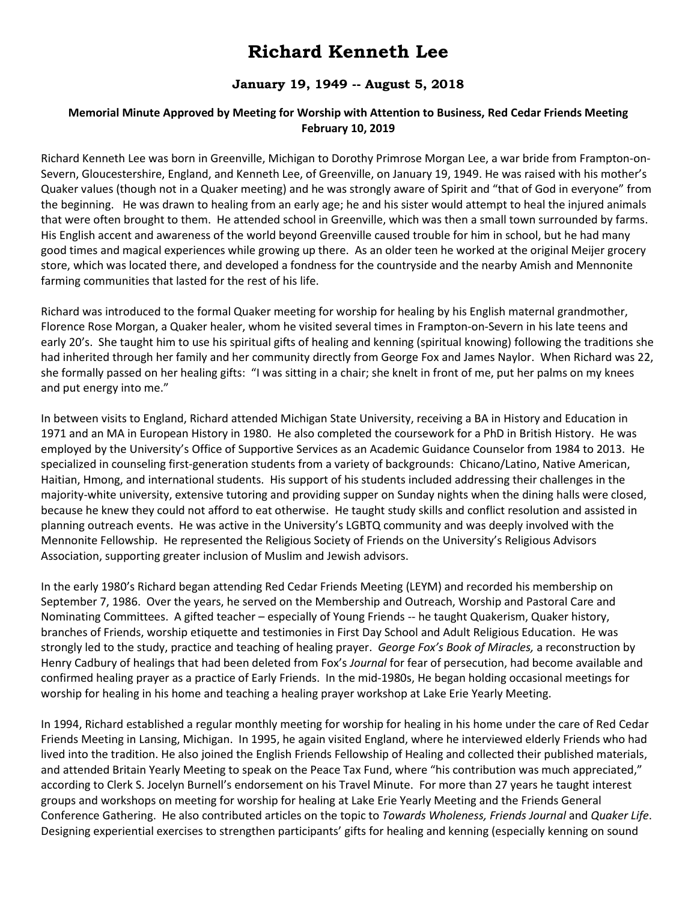# Richard Kenneth Lee

### January 19, 1949 -- August 5, 2018

**Memorial Minute Approved by Meeting for Worship with Attention to Business, Red Cedar Friends Meeting February 10, 2019**

Richard Kenneth Lee was born in Greenville, Michigan to Dorothy Primrose Morgan Lee, a war bride from Frampton-on-Severn, Gloucestershire, England, and Kenneth Lee, of Greenville, on January 19, 1949. He was raised with his mother's Quaker values (though not in a Quaker meeting) and he was strongly aware of Spirit and "that of God in everyone" from the beginning. He was drawn to healing from an early age; he and his sister would attempt to heal the injured animals that were often brought to them. He attended school in Greenville, which was then a small town surrounded by farms. His English accent and awareness of the world beyond Greenville caused trouble for him in school, but he had many good times and magical experiences while growing up there. As an older teen he worked at the original Meijer grocery store, which was located there, and developed a fondness for the countryside and the nearby Amish and Mennonite farming communities that lasted for the rest of his life.

Richard was introduced to the formal Quaker meeting for worship for healing by his English maternal grandmother, Florence Rose Morgan, a Quaker healer, whom he visited several times in Frampton-on-Severn in his late teens and early 20's. She taught him to use his spiritual gifts of healing and kenning (spiritual knowing) following the traditions she had inherited through her family and her community directly from George Fox and James Naylor. When Richard was 22, she formally passed on her healing gifts: "I was sitting in a chair; she knelt in front of me, put her palms on my knees and put energy into me."

In between visits to England, Richard attended Michigan State University, receiving a BA in History and Education in 1971 and an MA in European History in 1980. He also completed the coursework for a PhD in British History. He was employed by the University's Office of Supportive Services as an Academic Guidance Counselor from 1984 to 2013. He specialized in counseling first-generation students from a variety of backgrounds: Chicano/Latino, Native American, Haitian, Hmong, and international students. His support of his students included addressing their challenges in the majority-white university, extensive tutoring and providing supper on Sunday nights when the dining halls were closed, because he knew they could not afford to eat otherwise. He taught study skills and conflict resolution and assisted in planning outreach events. He was active in the University's LGBTQ community and was deeply involved with the Mennonite Fellowship. He represented the Religious Society of Friends on the University's Religious Advisors Association, supporting greater inclusion of Muslim and Jewish advisors.

In the early 1980's Richard began attending Red Cedar Friends Meeting (LEYM) and recorded his membership on September 7, 1986. Over the years, he served on the Membership and Outreach, Worship and Pastoral Care and Nominating Committees. A gifted teacher – especially of Young Friends -- he taught Quakerism, Quaker history, branches of Friends, worship etiquette and testimonies in First Day School and Adult Religious Education. He was strongly led to the study, practice and teaching of healing prayer. *George Fox's Book of Miracles,* a reconstruction by Henry Cadbury of healings that had been deleted from Fox's *Journal* for fear of persecution, had become available and confirmed healing prayer as a practice of Early Friends. In the mid-1980s, He began holding occasional meetings for worship for healing in his home and teaching a healing prayer workshop at Lake Erie Yearly Meeting.

In 1994, Richard established a regular monthly meeting for worship for healing in his home under the care of Red Cedar Friends Meeting in Lansing, Michigan. In 1995, he again visited England, where he interviewed elderly Friends who had lived into the tradition. He also joined the English Friends Fellowship of Healing and collected their published materials, and attended Britain Yearly Meeting to speak on the Peace Tax Fund, where "his contribution was much appreciated," according to Clerk S. Jocelyn Burnell's endorsement on his Travel Minute. For more than 27 years he taught interest groups and workshops on meeting for worship for healing at Lake Erie Yearly Meeting and the Friends General Conference Gathering. He also contributed articles on the topic to *Towards Wholeness, Friends Journal* and *Quaker Life*. Designing experiential exercises to strengthen participants' gifts for healing and kenning (especially kenning on sound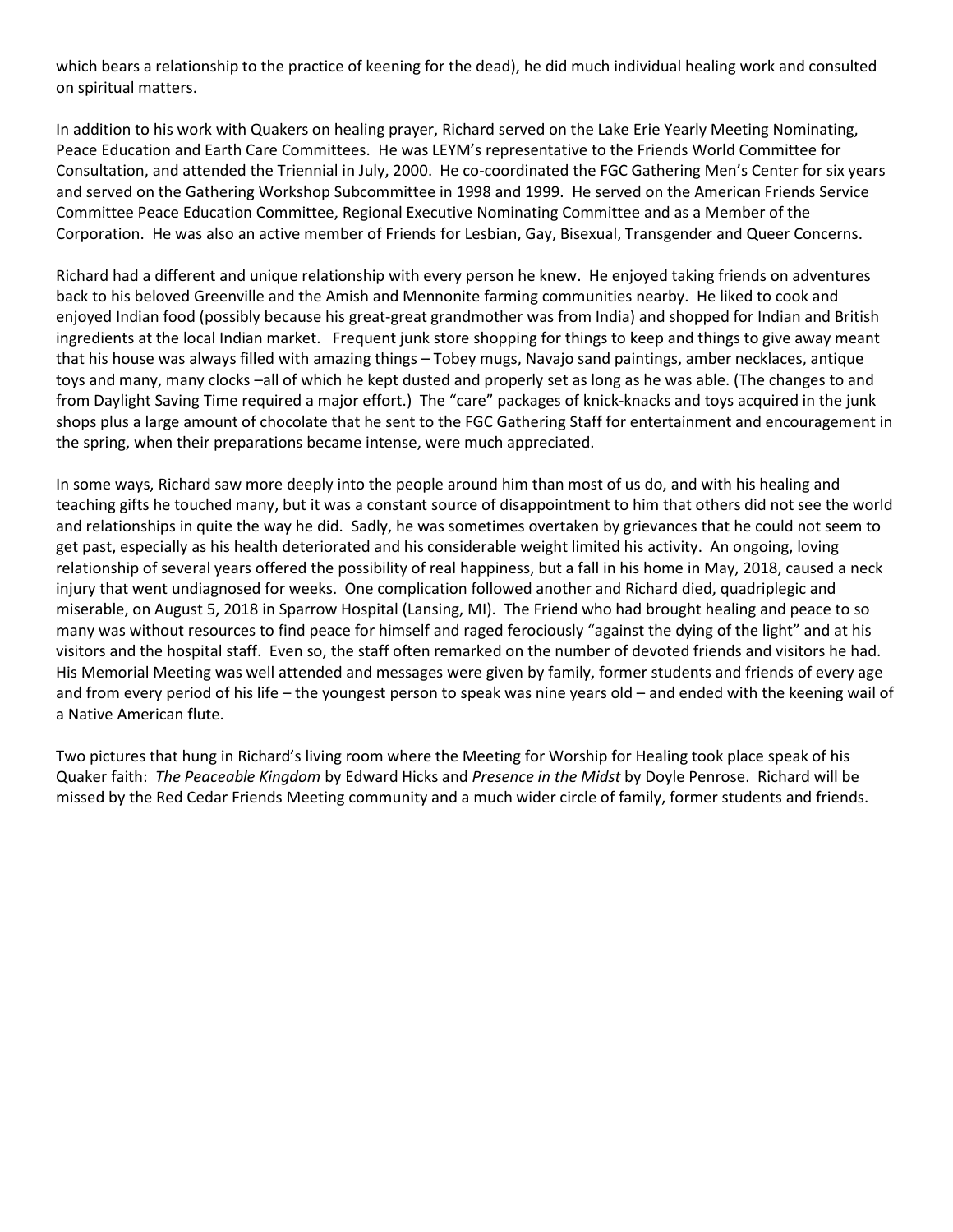which bears a relationship to the practice of keening for the dead), he did much individual healing work and consulted on spiritual matters.

In addition to his work with Quakers on healing prayer, Richard served on the Lake Erie Yearly Meeting Nominating, Peace Education and Earth Care Committees. He was LEYM's representative to the Friends World Committee for Consultation, and attended the Triennial in July, 2000. He co-coordinated the FGC Gathering Men's Center for six years and served on the Gathering Workshop Subcommittee in 1998 and 1999. He served on the American Friends Service Committee Peace Education Committee, Regional Executive Nominating Committee and as a Member of the Corporation. He was also an active member of Friends for Lesbian, Gay, Bisexual, Transgender and Queer Concerns.

Richard had a different and unique relationship with every person he knew. He enjoyed taking friends on adventures back to his beloved Greenville and the Amish and Mennonite farming communities nearby. He liked to cook and enjoyed Indian food (possibly because his great-great grandmother was from India) and shopped for Indian and British ingredients at the local Indian market. Frequent junk store shopping for things to keep and things to give away meant that his house was always filled with amazing things – Tobey mugs, Navajo sand paintings, amber necklaces, antique toys and many, many clocks –all of which he kept dusted and properly set as long as he was able. (The changes to and from Daylight Saving Time required a major effort.) The "care" packages of knick-knacks and toys acquired in the junk shops plus a large amount of chocolate that he sent to the FGC Gathering Staff for entertainment and encouragement in the spring, when their preparations became intense, were much appreciated.

In some ways, Richard saw more deeply into the people around him than most of us do, and with his healing and teaching gifts he touched many, but it was a constant source of disappointment to him that others did not see the world and relationships in quite the way he did. Sadly, he was sometimes overtaken by grievances that he could not seem to get past, especially as his health deteriorated and his considerable weight limited his activity. An ongoing, loving relationship of several years offered the possibility of real happiness, but a fall in his home in May, 2018, caused a neck injury that went undiagnosed for weeks. One complication followed another and Richard died, quadriplegic and miserable, on August 5, 2018 in Sparrow Hospital (Lansing, MI). The Friend who had brought healing and peace to so many was without resources to find peace for himself and raged ferociously "against the dying of the light" and at his visitors and the hospital staff. Even so, the staff often remarked on the number of devoted friends and visitors he had. His Memorial Meeting was well attended and messages were given by family, former students and friends of every age and from every period of his life – the youngest person to speak was nine years old – and ended with the keening wail of a Native American flute.

Two pictures that hung in Richard's living room where the Meeting for Worship for Healing took place speak of his Quaker faith: *The Peaceable Kingdom* by Edward Hicks and *Presence in the Midst* by Doyle Penrose. Richard will be missed by the Red Cedar Friends Meeting community and a much wider circle of family, former students and friends.